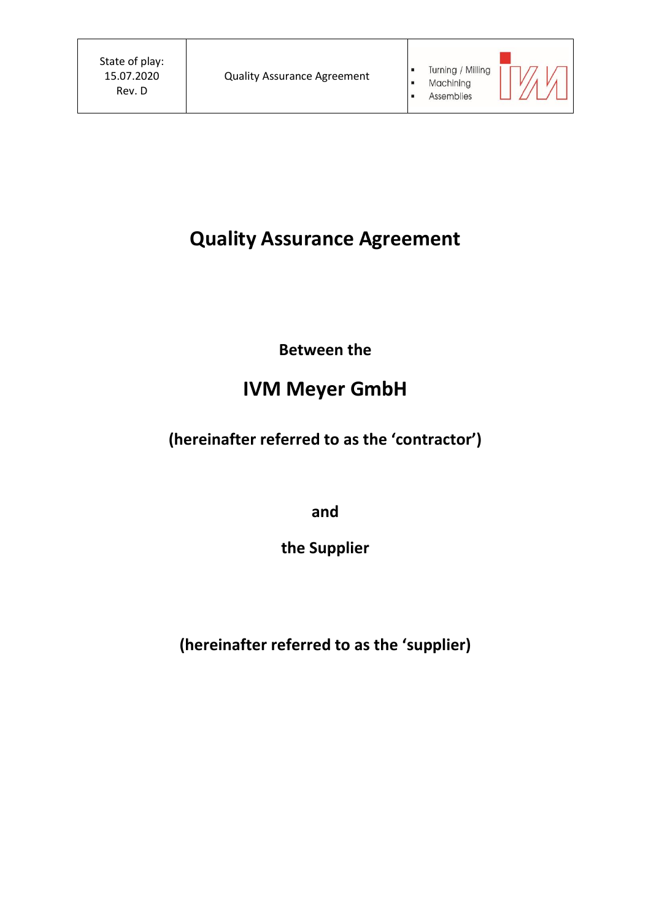# Quality Assurance Agreement

**Between the**

## IVM Meyer GmbH

**(hereinafter referred to as the 'contractor')**

**and**

**the Supplier**

**(hereinafter referred to as the 'supplier)**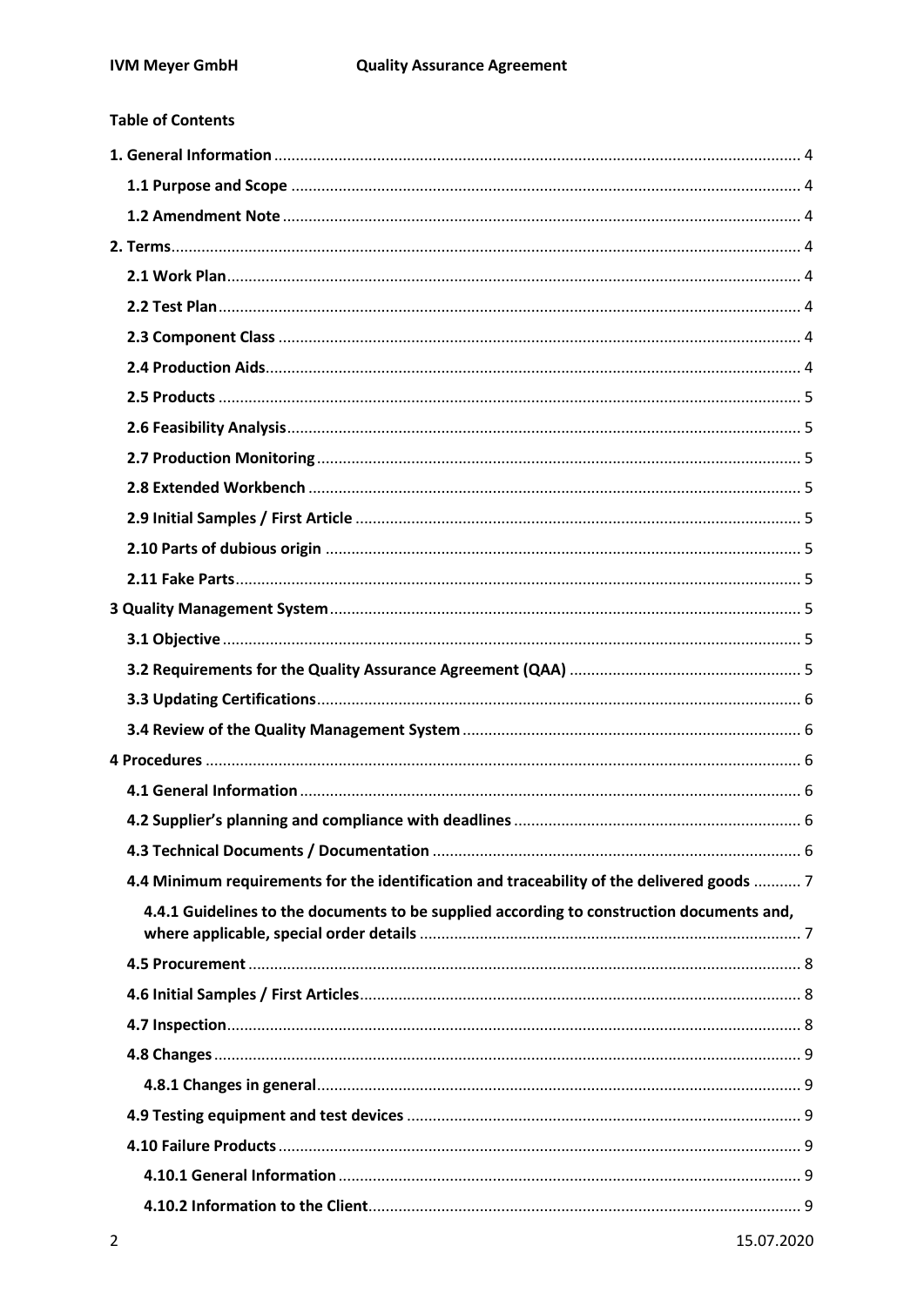**Table of Contents**

1. General Information ..... 4
   - 1.1 Purpose and Scope ..... 4
   - 1.2 Amendment Note ..... 4
2. Terms ..... 4
   - 2.1 Work Plan ..... 4
   - 2.2 Test Plan ..... 4
   - 2.3 Component Class ..... 4
   - 2.4 Production Aids ..... 4
   - 2.5 Products ..... 5
   - 2.6 Feasibility Analysis ..... 5
   - 2.7 Production Monitoring ..... 5
   - 2.8 Extended Workbench ..... 5
   - 2.9 Initial Samples / First Article ..... 5
   - 2.10 Parts of dubious origin ..... 5
   - 2.11 Fake Parts ..... 5
3 Quality Management System ..... 5
   - 3.1 Objective ..... 5
   - 3.2 Requirements for the Quality Assurance Agreement (QAA) ..... 5
   - 3.3 Updating Certifications ..... 6
   - 3.4 Review of the Quality Management System ..... 6
4 Procedures ..... 6
   - 4.1 General Information ..... 6
   - 4.2 Supplier's planning and compliance with deadlines ..... 6
   - 4.3 Technical Documents / Documentation ..... 6
   - 4.4 Minimum requirements for the identification and traceability of the delivered goods ..... 7
     - 4.4.1 Guidelines to the documents to be supplied according to construction documents and, where applicable, special order details ..... 7
   - 4.5 Procurement ..... 8
   - 4.6 Initial Samples / First Articles ..... 8
   - 4.7 Inspection ..... 8
   - 4.8 Changes ..... 9
     - 4.8.1 Changes in general ..... 9
   - 4.9 Testing equipment and test devices ..... 9
   - 4.10 Failure Products ..... 9
     - 4.10.1 General Information ..... 9
     - 4.10.2 Information to the Client ..... 9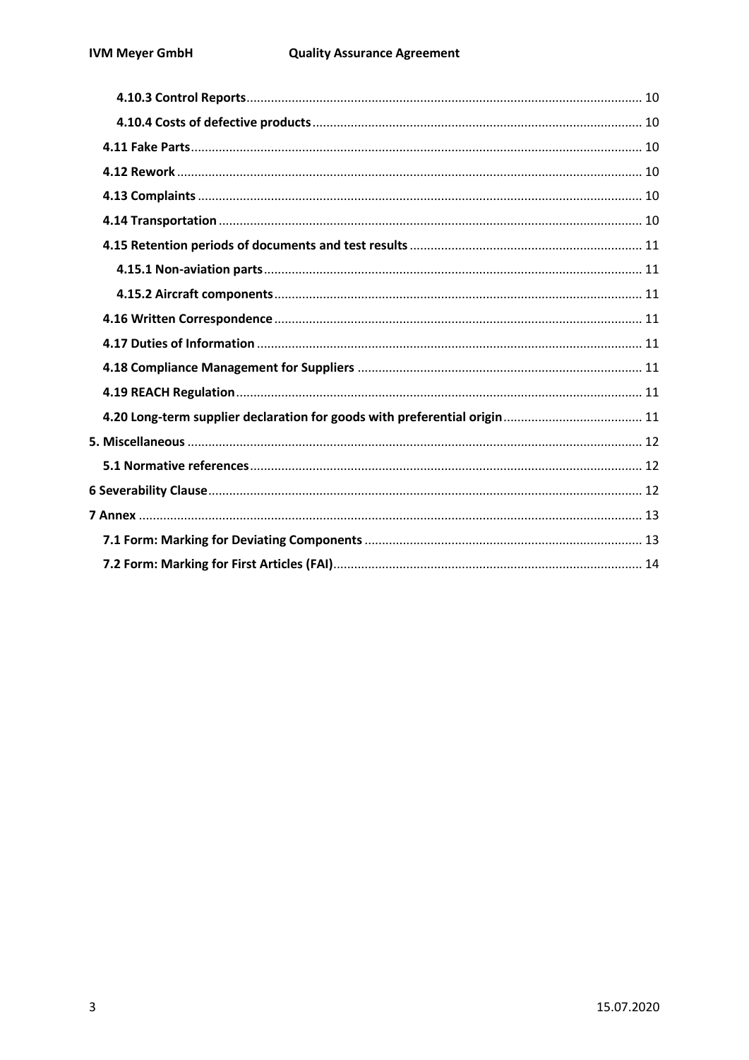**4.10.3 Control Reports** ..... 10

**4.10.4 Costs of defective products** ..... 10

**4.11 Fake Parts** ..... 10

**4.12 Rework** ..... 10

**4.13 Complaints** ..... 10

**4.14 Transportation** ..... 10

**4.15 Retention periods of documents and test results** ..... 11

**4.15.1 Non-aviation parts** ..... 11

**4.15.2 Aircraft components** ..... 11

**4.16 Written Correspondence** ..... 11

**4.17 Duties of Information** ..... 11

**4.18 Compliance Management for Suppliers** ..... 11

**4.19 REACH Regulation** ..... 11

**4.20 Long-term supplier declaration for goods with preferential origin** ..... 11

**5. Miscellaneous** ..... 12

**5.1 Normative references** ..... 12

**6 Severability Clause** ..... 12

**7 Annex** ..... 13

**7.1 Form: Marking for Deviating Components** ..... 13

**7.2 Form: Marking for First Articles (FAI)** ..... 14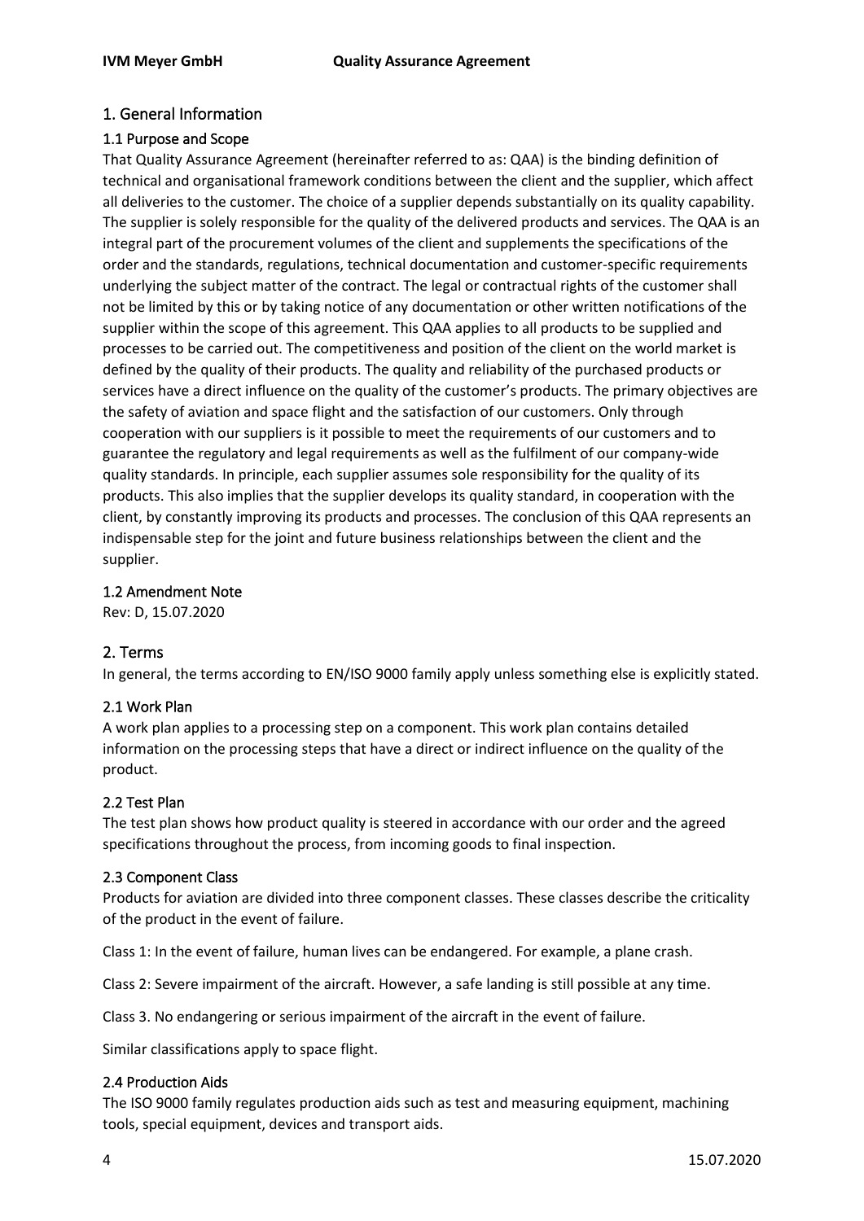# 1. General Information

## 1.1 Purpose and Scope

That Quality Assurance Agreement (hereinafter referred to as: QAA) is the binding definition of technical and organisational framework conditions between the client and the supplier, which affect all deliveries to the customer. The choice of a supplier depends substantially on its quality capability. The supplier is solely responsible for the quality of the delivered products and services. The QAA is an integral part of the procurement volumes of the client and supplements the specifications of the order and the standards, regulations, technical documentation and customer-specific requirements underlying the subject matter of the contract. The legal or contractual rights of the customer shall not be limited by this or by taking notice of any documentation or other written notifications of the supplier within the scope of this agreement. This QAA applies to all products to be supplied and processes to be carried out. The competitiveness and position of the client on the world market is defined by the quality of their products. The quality and reliability of the purchased products or services have a direct influence on the quality of the customer's products. The primary objectives are the safety of aviation and space flight and the satisfaction of our customers. Only through cooperation with our suppliers is it possible to meet the requirements of our customers and to guarantee the regulatory and legal requirements as well as the fulfilment of our company-wide quality standards. In principle, each supplier assumes sole responsibility for the quality of its products. This also implies that the supplier develops its quality standard, in cooperation with the client, by constantly improving its products and processes. The conclusion of this QAA represents an indispensable step for the joint and future business relationships between the client and the supplier.

## 1.2 Amendment Note

Rev: D, 15.07.2020

# 2. Terms

In general, the terms according to EN/ISO 9000 family apply unless something else is explicitly stated.

## 2.1 Work Plan

A work plan applies to a processing step on a component. This work plan contains detailed information on the processing steps that have a direct or indirect influence on the quality of the product.

## 2.2 Test Plan

The test plan shows how product quality is steered in accordance with our order and the agreed specifications throughout the process, from incoming goods to final inspection.

## 2.3 Component Class

Products for aviation are divided into three component classes. These classes describe the criticality of the product in the event of failure.

Class 1: In the event of failure, human lives can be endangered. For example, a plane crash.

Class 2: Severe impairment of the aircraft. However, a safe landing is still possible at any time.

Class 3. No endangering or serious impairment of the aircraft in the event of failure.

Similar classifications apply to space flight.

## 2.4 Production Aids

The ISO 9000 family regulates production aids such as test and measuring equipment, machining tools, special equipment, devices and transport aids.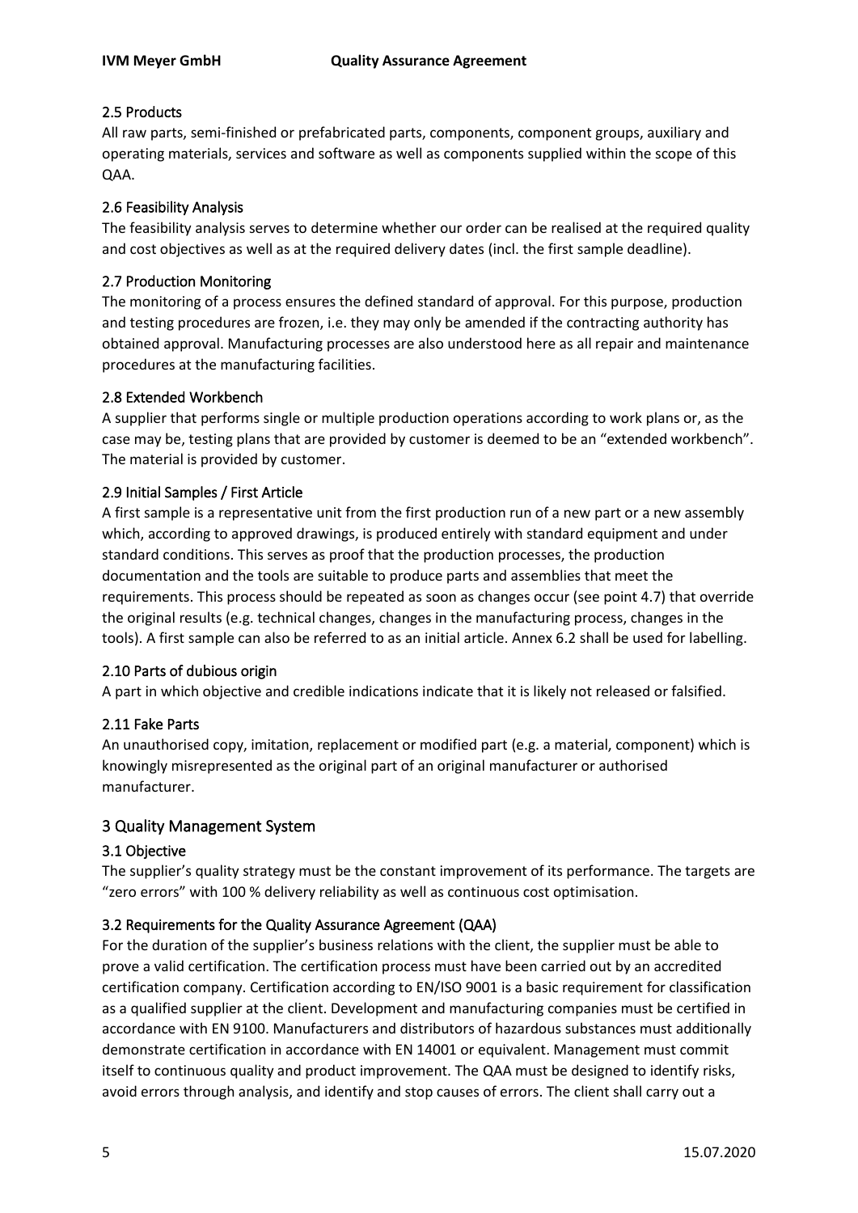### 2.5 Products

All raw parts, semi-finished or prefabricated parts, components, component groups, auxiliary and operating materials, services and software as well as components supplied within the scope of this QAA.

### 2.6 Feasibility Analysis

The feasibility analysis serves to determine whether our order can be realised at the required quality and cost objectives as well as at the required delivery dates (incl. the first sample deadline).

### 2.7 Production Monitoring

The monitoring of a process ensures the defined standard of approval. For this purpose, production and testing procedures are frozen, i.e. they may only be amended if the contracting authority has obtained approval. Manufacturing processes are also understood here as all repair and maintenance procedures at the manufacturing facilities.

### 2.8 Extended Workbench

A supplier that performs single or multiple production operations according to work plans or, as the case may be, testing plans that are provided by customer is deemed to be an "extended workbench". The material is provided by customer.

### 2.9 Initial Samples / First Article

A first sample is a representative unit from the first production run of a new part or a new assembly which, according to approved drawings, is produced entirely with standard equipment and under standard conditions. This serves as proof that the production processes, the production documentation and the tools are suitable to produce parts and assemblies that meet the requirements. This process should be repeated as soon as changes occur (see point 4.7) that override the original results (e.g. technical changes, changes in the manufacturing process, changes in the tools). A first sample can also be referred to as an initial article. Annex 6.2 shall be used for labelling.

### 2.10 Parts of dubious origin

A part in which objective and credible indications indicate that it is likely not released or falsified.

### 2.11 Fake Parts

An unauthorised copy, imitation, replacement or modified part (e.g. a material, component) which is knowingly misrepresented as the original part of an original manufacturer or authorised manufacturer.

## 3 Quality Management System

### 3.1 Objective

The supplier's quality strategy must be the constant improvement of its performance. The targets are "zero errors" with 100 % delivery reliability as well as continuous cost optimisation.

### 3.2 Requirements for the Quality Assurance Agreement (QAA)

For the duration of the supplier's business relations with the client, the supplier must be able to prove a valid certification. The certification process must have been carried out by an accredited certification company. Certification according to EN/ISO 9001 is a basic requirement for classification as a qualified supplier at the client. Development and manufacturing companies must be certified in accordance with EN 9100. Manufacturers and distributors of hazardous substances must additionally demonstrate certification in accordance with EN 14001 or equivalent. Management must commit itself to continuous quality and product improvement. The QAA must be designed to identify risks, avoid errors through analysis, and identify and stop causes of errors. The client shall carry out a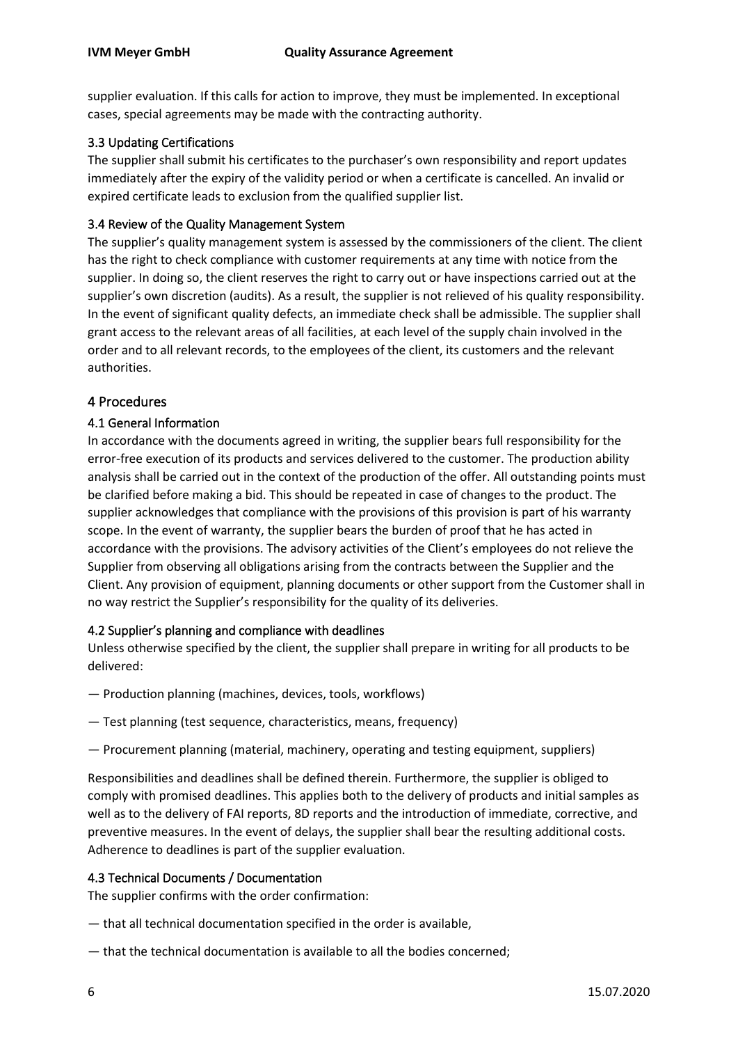supplier evaluation. If this calls for action to improve, they must be implemented. In exceptional cases, special agreements may be made with the contracting authority.

### 3.3 Updating Certifications

The supplier shall submit his certificates to the purchaser's own responsibility and report updates immediately after the expiry of the validity period or when a certificate is cancelled. An invalid or expired certificate leads to exclusion from the qualified supplier list.

### 3.4 Review of the Quality Management System

The supplier's quality management system is assessed by the commissioners of the client. The client has the right to check compliance with customer requirements at any time with notice from the supplier. In doing so, the client reserves the right to carry out or have inspections carried out at the supplier's own discretion (audits). As a result, the supplier is not relieved of his quality responsibility. In the event of significant quality defects, an immediate check shall be admissible. The supplier shall grant access to the relevant areas of all facilities, at each level of the supply chain involved in the order and to all relevant records, to the employees of the client, its customers and the relevant authorities.

## 4 Procedures

### 4.1 General Information

In accordance with the documents agreed in writing, the supplier bears full responsibility for the error-free execution of its products and services delivered to the customer. The production ability analysis shall be carried out in the context of the production of the offer. All outstanding points must be clarified before making a bid. This should be repeated in case of changes to the product. The supplier acknowledges that compliance with the provisions of this provision is part of his warranty scope. In the event of warranty, the supplier bears the burden of proof that he has acted in accordance with the provisions. The advisory activities of the Client's employees do not relieve the Supplier from observing all obligations arising from the contracts between the Supplier and the Client. Any provision of equipment, planning documents or other support from the Customer shall in no way restrict the Supplier's responsibility for the quality of its deliveries.

### 4.2 Supplier's planning and compliance with deadlines

Unless otherwise specified by the client, the supplier shall prepare in writing for all products to be delivered:

— Production planning (machines, devices, tools, workflows)

— Test planning (test sequence, characteristics, means, frequency)

— Procurement planning (material, machinery, operating and testing equipment, suppliers)

Responsibilities and deadlines shall be defined therein. Furthermore, the supplier is obliged to comply with promised deadlines. This applies both to the delivery of products and initial samples as well as to the delivery of FAI reports, 8D reports and the introduction of immediate, corrective, and preventive measures. In the event of delays, the supplier shall bear the resulting additional costs. Adherence to deadlines is part of the supplier evaluation.

### 4.3 Technical Documents / Documentation

The supplier confirms with the order confirmation:

— that all technical documentation specified in the order is available,

— that the technical documentation is available to all the bodies concerned;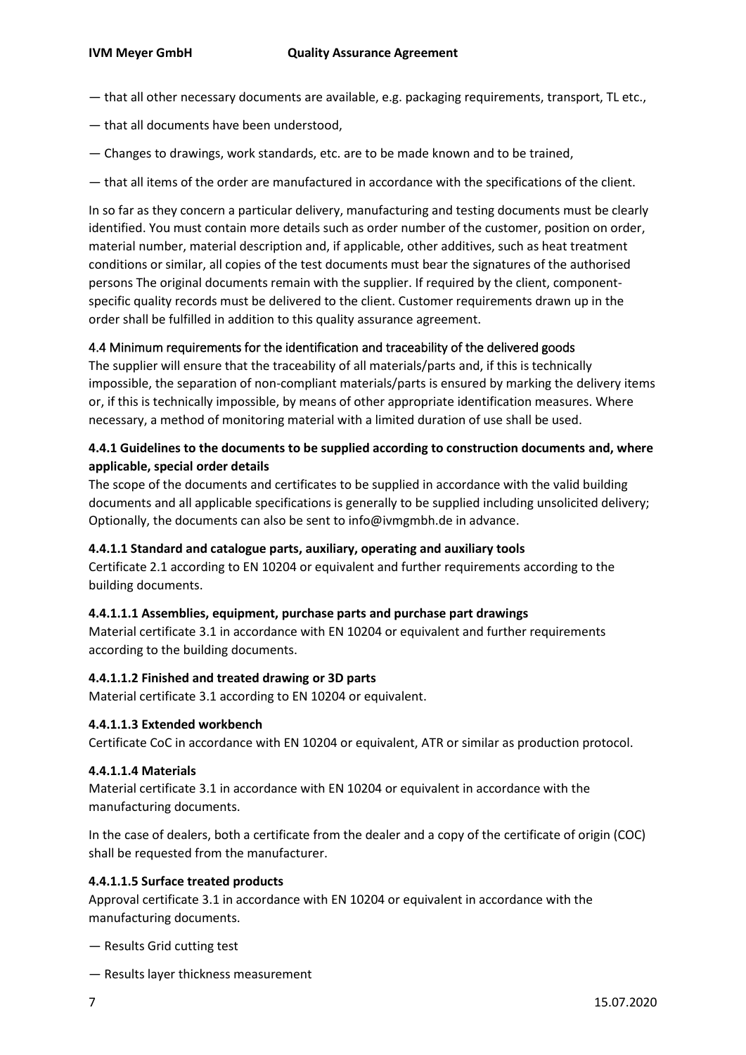— that all other necessary documents are available, e.g. packaging requirements, transport, TL etc.,

— that all documents have been understood,

— Changes to drawings, work standards, etc. are to be made known and to be trained,

— that all items of the order are manufactured in accordance with the specifications of the client.

In so far as they concern a particular delivery, manufacturing and testing documents must be clearly identified. You must contain more details such as order number of the customer, position on order, material number, material description and, if applicable, other additives, such as heat treatment conditions or similar, all copies of the test documents must bear the signatures of the authorised persons The original documents remain with the supplier. If required by the client, component-specific quality records must be delivered to the client. Customer requirements drawn up in the order shall be fulfilled in addition to this quality assurance agreement.

### 4.4 Minimum requirements for the identification and traceability of the delivered goods

The supplier will ensure that the traceability of all materials/parts and, if this is technically impossible, the separation of non-compliant materials/parts is ensured by marking the delivery items or, if this is technically impossible, by means of other appropriate identification measures. Where necessary, a method of monitoring material with a limited duration of use shall be used.

#### 4.4.1 Guidelines to the documents to be supplied according to construction documents and, where applicable, special order details

The scope of the documents and certificates to be supplied in accordance with the valid building documents and all applicable specifications is generally to be supplied including unsolicited delivery; Optionally, the documents can also be sent to info@ivmgmbh.de in advance.

##### 4.4.1.1 Standard and catalogue parts, auxiliary, operating and auxiliary tools

Certificate 2.1 according to EN 10204 or equivalent and further requirements according to the building documents.

##### 4.4.1.1.1 Assemblies, equipment, purchase parts and purchase part drawings

Material certificate 3.1 in accordance with EN 10204 or equivalent and further requirements according to the building documents.

##### 4.4.1.1.2 Finished and treated drawing or 3D parts

Material certificate 3.1 according to EN 10204 or equivalent.

##### 4.4.1.1.3 Extended workbench

Certificate CoC in accordance with EN 10204 or equivalent, ATR or similar as production protocol.

##### 4.4.1.1.4 Materials

Material certificate 3.1 in accordance with EN 10204 or equivalent in accordance with the manufacturing documents.

In the case of dealers, both a certificate from the dealer and a copy of the certificate of origin (COC) shall be requested from the manufacturer.

##### 4.4.1.1.5 Surface treated products

Approval certificate 3.1 in accordance with EN 10204 or equivalent in accordance with the manufacturing documents.

— Results Grid cutting test

— Results layer thickness measurement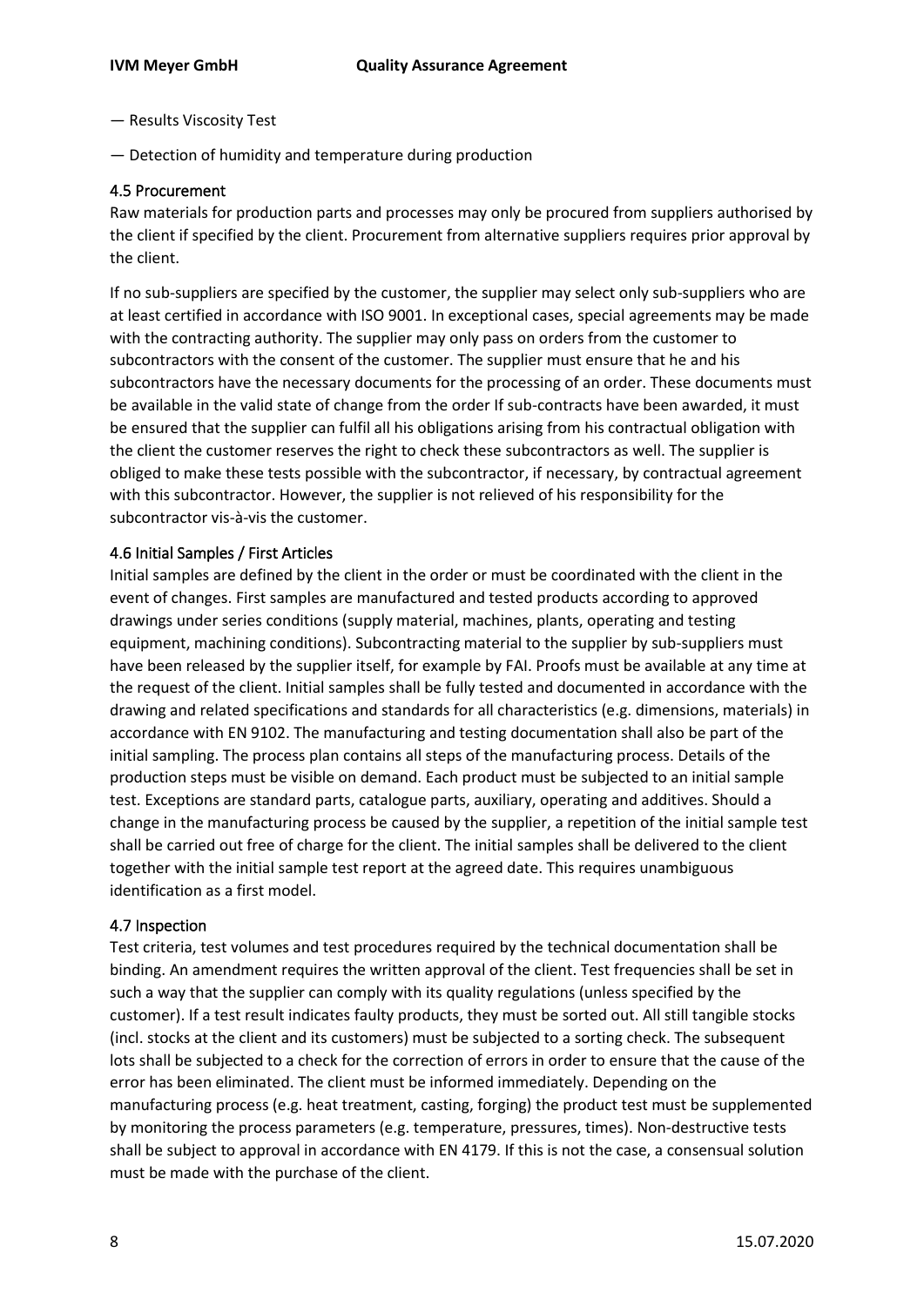— Results Viscosity Test

— Detection of humidity and temperature during production

### 4.5 Procurement

Raw materials for production parts and processes may only be procured from suppliers authorised by the client if specified by the client. Procurement from alternative suppliers requires prior approval by the client.

If no sub-suppliers are specified by the customer, the supplier may select only sub-suppliers who are at least certified in accordance with ISO 9001. In exceptional cases, special agreements may be made with the contracting authority. The supplier may only pass on orders from the customer to subcontractors with the consent of the customer. The supplier must ensure that he and his subcontractors have the necessary documents for the processing of an order. These documents must be available in the valid state of change from the order If sub-contracts have been awarded, it must be ensured that the supplier can fulfil all his obligations arising from his contractual obligation with the client the customer reserves the right to check these subcontractors as well. The supplier is obliged to make these tests possible with the subcontractor, if necessary, by contractual agreement with this subcontractor. However, the supplier is not relieved of his responsibility for the subcontractor vis-à-vis the customer.

### 4.6 Initial Samples / First Articles

Initial samples are defined by the client in the order or must be coordinated with the client in the event of changes. First samples are manufactured and tested products according to approved drawings under series conditions (supply material, machines, plants, operating and testing equipment, machining conditions). Subcontracting material to the supplier by sub-suppliers must have been released by the supplier itself, for example by FAI. Proofs must be available at any time at the request of the client. Initial samples shall be fully tested and documented in accordance with the drawing and related specifications and standards for all characteristics (e.g. dimensions, materials) in accordance with EN 9102. The manufacturing and testing documentation shall also be part of the initial sampling. The process plan contains all steps of the manufacturing process. Details of the production steps must be visible on demand. Each product must be subjected to an initial sample test. Exceptions are standard parts, catalogue parts, auxiliary, operating and additives. Should a change in the manufacturing process be caused by the supplier, a repetition of the initial sample test shall be carried out free of charge for the client. The initial samples shall be delivered to the client together with the initial sample test report at the agreed date. This requires unambiguous identification as a first model.

### 4.7 Inspection

Test criteria, test volumes and test procedures required by the technical documentation shall be binding. An amendment requires the written approval of the client. Test frequencies shall be set in such a way that the supplier can comply with its quality regulations (unless specified by the customer). If a test result indicates faulty products, they must be sorted out. All still tangible stocks (incl. stocks at the client and its customers) must be subjected to a sorting check. The subsequent lots shall be subjected to a check for the correction of errors in order to ensure that the cause of the error has been eliminated. The client must be informed immediately. Depending on the manufacturing process (e.g. heat treatment, casting, forging) the product test must be supplemented by monitoring the process parameters (e.g. temperature, pressures, times). Non-destructive tests shall be subject to approval in accordance with EN 4179. If this is not the case, a consensual solution must be made with the purchase of the client.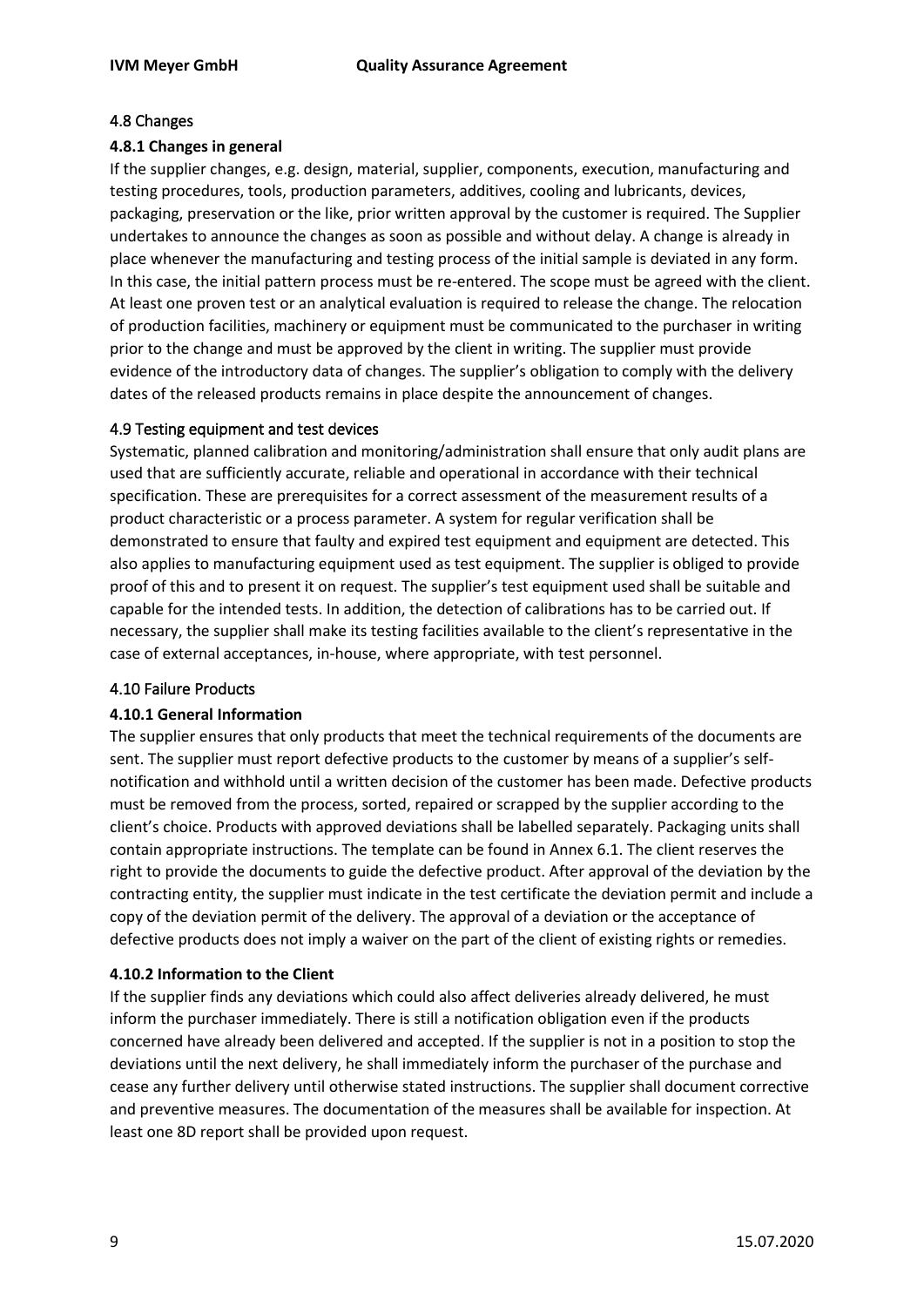## 4.8 Changes

### 4.8.1 Changes in general

If the supplier changes, e.g. design, material, supplier, components, execution, manufacturing and testing procedures, tools, production parameters, additives, cooling and lubricants, devices, packaging, preservation or the like, prior written approval by the customer is required. The Supplier undertakes to announce the changes as soon as possible and without delay. A change is already in place whenever the manufacturing and testing process of the initial sample is deviated in any form. In this case, the initial pattern process must be re-entered. The scope must be agreed with the client. At least one proven test or an analytical evaluation is required to release the change. The relocation of production facilities, machinery or equipment must be communicated to the purchaser in writing prior to the change and must be approved by the client in writing. The supplier must provide evidence of the introductory data of changes. The supplier's obligation to comply with the delivery dates of the released products remains in place despite the announcement of changes.

## 4.9 Testing equipment and test devices

Systematic, planned calibration and monitoring/administration shall ensure that only audit plans are used that are sufficiently accurate, reliable and operational in accordance with their technical specification. These are prerequisites for a correct assessment of the measurement results of a product characteristic or a process parameter. A system for regular verification shall be demonstrated to ensure that faulty and expired test equipment and equipment are detected. This also applies to manufacturing equipment used as test equipment. The supplier is obliged to provide proof of this and to present it on request. The supplier's test equipment used shall be suitable and capable for the intended tests. In addition, the detection of calibrations has to be carried out. If necessary, the supplier shall make its testing facilities available to the client's representative in the case of external acceptances, in-house, where appropriate, with test personnel.

## 4.10 Failure Products

### 4.10.1 General Information

The supplier ensures that only products that meet the technical requirements of the documents are sent. The supplier must report defective products to the customer by means of a supplier's self-notification and withhold until a written decision of the customer has been made. Defective products must be removed from the process, sorted, repaired or scrapped by the supplier according to the client's choice. Products with approved deviations shall be labelled separately. Packaging units shall contain appropriate instructions. The template can be found in Annex 6.1. The client reserves the right to provide the documents to guide the defective product. After approval of the deviation by the contracting entity, the supplier must indicate in the test certificate the deviation permit and include a copy of the deviation permit of the delivery. The approval of a deviation or the acceptance of defective products does not imply a waiver on the part of the client of existing rights or remedies.

### 4.10.2 Information to the Client

If the supplier finds any deviations which could also affect deliveries already delivered, he must inform the purchaser immediately. There is still a notification obligation even if the products concerned have already been delivered and accepted. If the supplier is not in a position to stop the deviations until the next delivery, he shall immediately inform the purchaser of the purchase and cease any further delivery until otherwise stated instructions. The supplier shall document corrective and preventive measures. The documentation of the measures shall be available for inspection. At least one 8D report shall be provided upon request.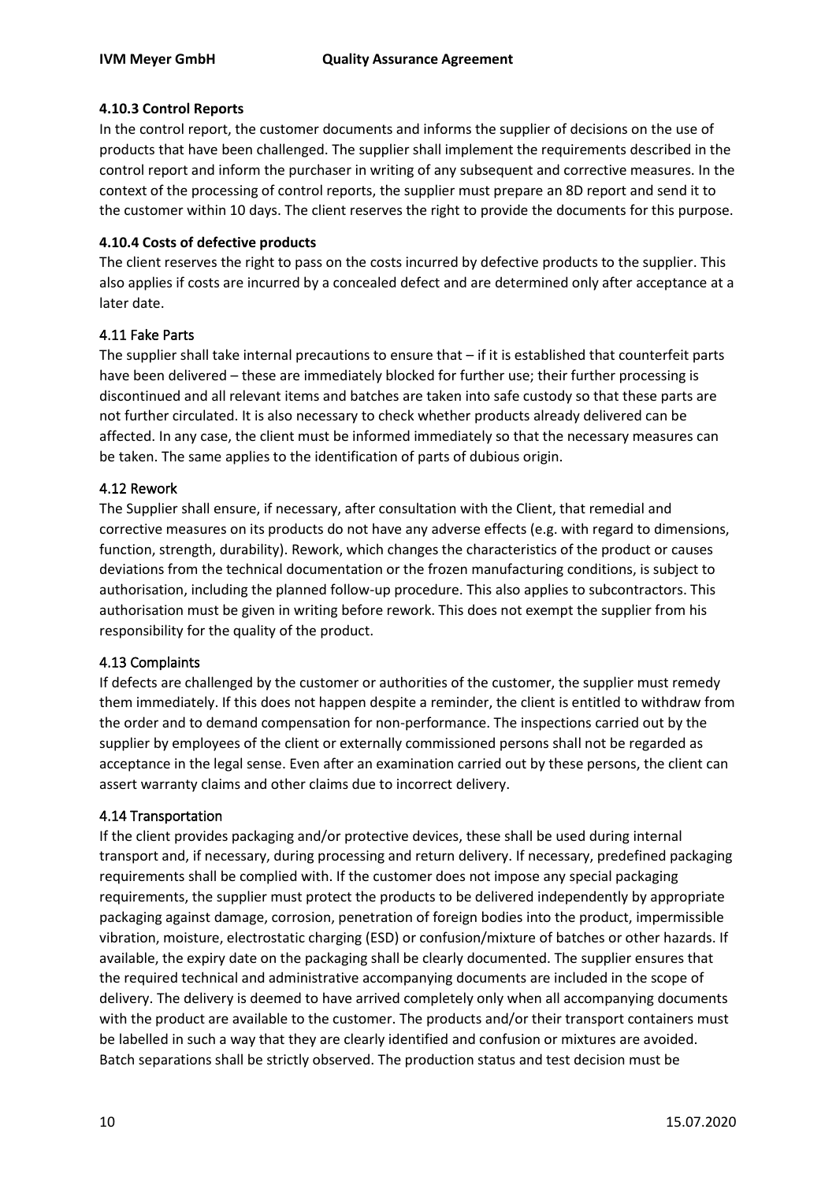#### 4.10.3 Control Reports

In the control report, the customer documents and informs the supplier of decisions on the use of products that have been challenged. The supplier shall implement the requirements described in the control report and inform the purchaser in writing of any subsequent and corrective measures. In the context of the processing of control reports, the supplier must prepare an 8D report and send it to the customer within 10 days. The client reserves the right to provide the documents for this purpose.

#### 4.10.4 Costs of defective products

The client reserves the right to pass on the costs incurred by defective products to the supplier. This also applies if costs are incurred by a concealed defect and are determined only after acceptance at a later date.

### 4.11 Fake Parts

The supplier shall take internal precautions to ensure that – if it is established that counterfeit parts have been delivered – these are immediately blocked for further use; their further processing is discontinued and all relevant items and batches are taken into safe custody so that these parts are not further circulated. It is also necessary to check whether products already delivered can be affected. In any case, the client must be informed immediately so that the necessary measures can be taken. The same applies to the identification of parts of dubious origin.

### 4.12 Rework

The Supplier shall ensure, if necessary, after consultation with the Client, that remedial and corrective measures on its products do not have any adverse effects (e.g. with regard to dimensions, function, strength, durability). Rework, which changes the characteristics of the product or causes deviations from the technical documentation or the frozen manufacturing conditions, is subject to authorisation, including the planned follow-up procedure. This also applies to subcontractors. This authorisation must be given in writing before rework. This does not exempt the supplier from his responsibility for the quality of the product.

### 4.13 Complaints

If defects are challenged by the customer or authorities of the customer, the supplier must remedy them immediately. If this does not happen despite a reminder, the client is entitled to withdraw from the order and to demand compensation for non-performance. The inspections carried out by the supplier by employees of the client or externally commissioned persons shall not be regarded as acceptance in the legal sense. Even after an examination carried out by these persons, the client can assert warranty claims and other claims due to incorrect delivery.

### 4.14 Transportation

If the client provides packaging and/or protective devices, these shall be used during internal transport and, if necessary, during processing and return delivery. If necessary, predefined packaging requirements shall be complied with. If the customer does not impose any special packaging requirements, the supplier must protect the products to be delivered independently by appropriate packaging against damage, corrosion, penetration of foreign bodies into the product, impermissible vibration, moisture, electrostatic charging (ESD) or confusion/mixture of batches or other hazards. If available, the expiry date on the packaging shall be clearly documented. The supplier ensures that the required technical and administrative accompanying documents are included in the scope of delivery. The delivery is deemed to have arrived completely only when all accompanying documents with the product are available to the customer. The products and/or their transport containers must be labelled in such a way that they are clearly identified and confusion or mixtures are avoided. Batch separations shall be strictly observed. The production status and test decision must be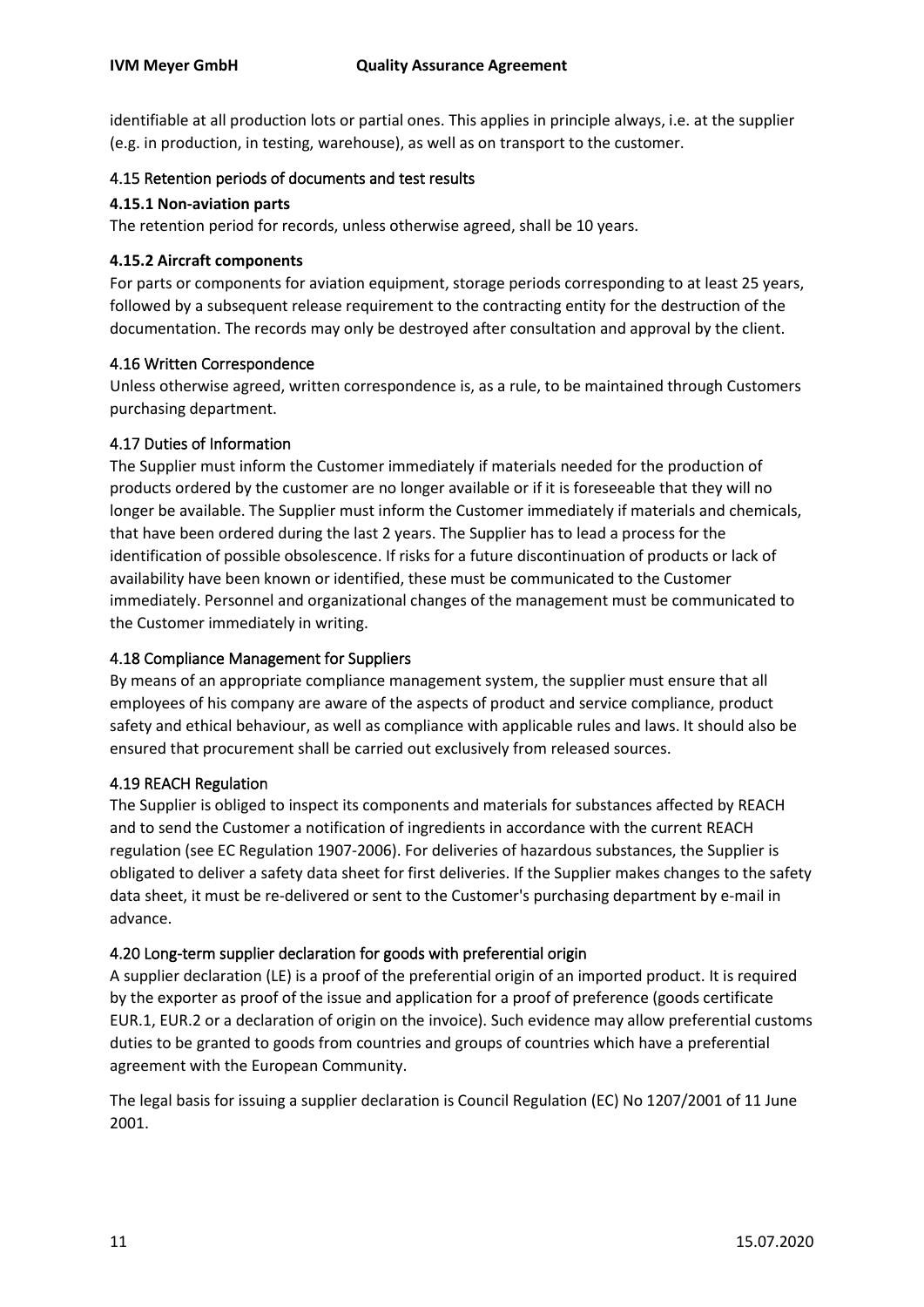identifiable at all production lots or partial ones. This applies in principle always, i.e. at the supplier (e.g. in production, in testing, warehouse), as well as on transport to the customer.

### 4.15 Retention periods of documents and test results

#### 4.15.1 Non-aviation parts

The retention period for records, unless otherwise agreed, shall be 10 years.

#### 4.15.2 Aircraft components

For parts or components for aviation equipment, storage periods corresponding to at least 25 years, followed by a subsequent release requirement to the contracting entity for the destruction of the documentation. The records may only be destroyed after consultation and approval by the client.

### 4.16 Written Correspondence

Unless otherwise agreed, written correspondence is, as a rule, to be maintained through Customers purchasing department.

### 4.17 Duties of Information

The Supplier must inform the Customer immediately if materials needed for the production of products ordered by the customer are no longer available or if it is foreseeable that they will no longer be available. The Supplier must inform the Customer immediately if materials and chemicals, that have been ordered during the last 2 years. The Supplier has to lead a process for the identification of possible obsolescence. If risks for a future discontinuation of products or lack of availability have been known or identified, these must be communicated to the Customer immediately. Personnel and organizational changes of the management must be communicated to the Customer immediately in writing.

### 4.18 Compliance Management for Suppliers

By means of an appropriate compliance management system, the supplier must ensure that all employees of his company are aware of the aspects of product and service compliance, product safety and ethical behaviour, as well as compliance with applicable rules and laws. It should also be ensured that procurement shall be carried out exclusively from released sources.

### 4.19 REACH Regulation

The Supplier is obliged to inspect its components and materials for substances affected by REACH and to send the Customer a notification of ingredients in accordance with the current REACH regulation (see EC Regulation 1907-2006). For deliveries of hazardous substances, the Supplier is obligated to deliver a safety data sheet for first deliveries. If the Supplier makes changes to the safety data sheet, it must be re-delivered or sent to the Customer's purchasing department by e-mail in advance.

### 4.20 Long-term supplier declaration for goods with preferential origin

A supplier declaration (LE) is a proof of the preferential origin of an imported product. It is required by the exporter as proof of the issue and application for a proof of preference (goods certificate EUR.1, EUR.2 or a declaration of origin on the invoice). Such evidence may allow preferential customs duties to be granted to goods from countries and groups of countries which have a preferential agreement with the European Community.

The legal basis for issuing a supplier declaration is Council Regulation (EC) No 1207/2001 of 11 June 2001.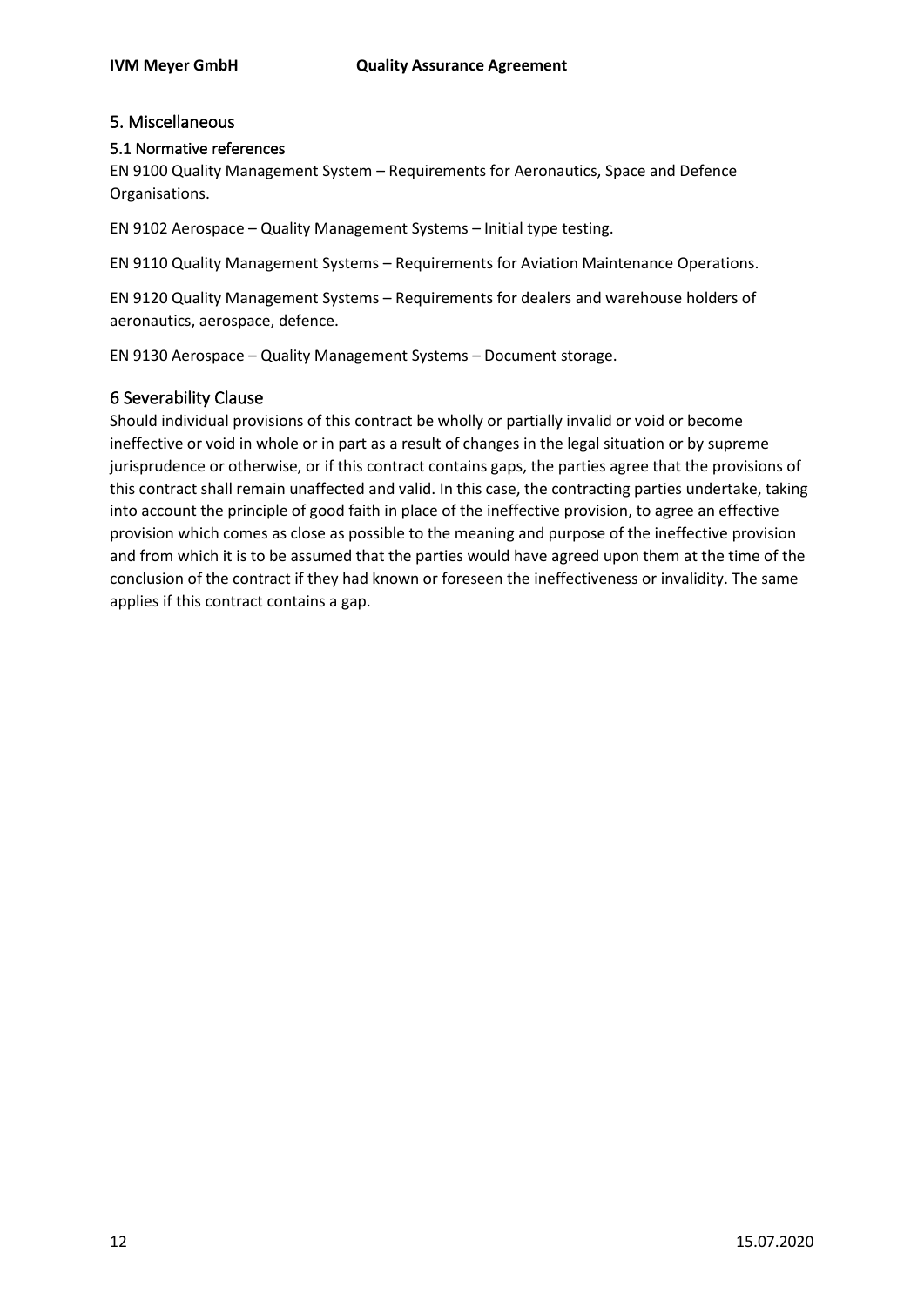## 5. Miscellaneous

### 5.1 Normative references

EN 9100 Quality Management System – Requirements for Aeronautics, Space and Defence Organisations.

EN 9102 Aerospace – Quality Management Systems – Initial type testing.

EN 9110 Quality Management Systems – Requirements for Aviation Maintenance Operations.

EN 9120 Quality Management Systems – Requirements for dealers and warehouse holders of aeronautics, aerospace, defence.

EN 9130 Aerospace – Quality Management Systems – Document storage.

## 6 Severability Clause

Should individual provisions of this contract be wholly or partially invalid or void or become ineffective or void in whole or in part as a result of changes in the legal situation or by supreme jurisprudence or otherwise, or if this contract contains gaps, the parties agree that the provisions of this contract shall remain unaffected and valid. In this case, the contracting parties undertake, taking into account the principle of good faith in place of the ineffective provision, to agree an effective provision which comes as close as possible to the meaning and purpose of the ineffective provision and from which it is to be assumed that the parties would have agreed upon them at the time of the conclusion of the contract if they had known or foreseen the ineffectiveness or invalidity. The same applies if this contract contains a gap.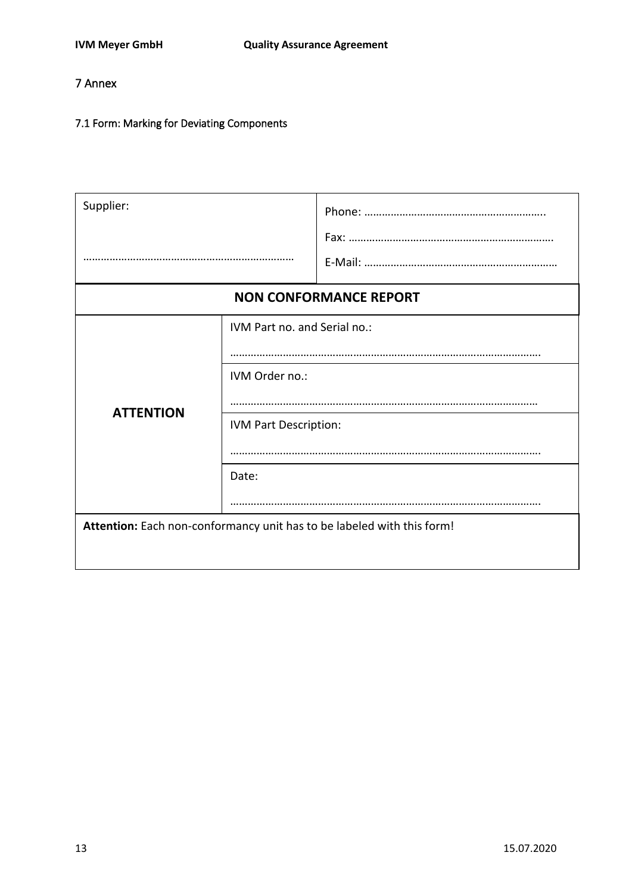# 7 Annex

## 7.1 Form: Marking for Deviating Components

| Supplier:<br><br>……………………………………………………………… | | Phone: …………………………………………………….<br>Fax: …………………………………………………………….<br>E-Mail: ………………………………………………………… |
|---|---|---|
| **NON CONFORMANCE REPORT** | | |
| **ATTENTION** | IVM Part no. and Serial no.:<br><br>……………………………………………………………………………………. | |
| | IVM Order no.:<br><br>…………………………………………………………………………………… | |
| | IVM Part Description:<br><br>……………………………………………………………………………………. | |
| | Date:<br><br>……………………………………………………………………………………. | |
| **Attention:** Each non-conformancy unit has to be labeled with this form! | | |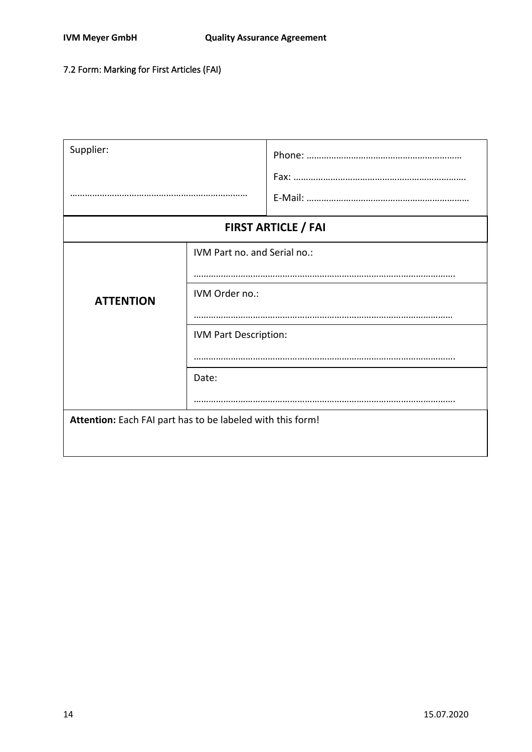7.2 Form: Marking for First Articles (FAI)

| | | |
|---|---|---|
| Supplier:<br><br>……………………………………………………………… | | Phone: ……………………………………………………<br>Fax: ……………………………………………………………<br>E-Mail: ………………………………………………………… |
| **FIRST ARTICLE / FAI** | | |
| **ATTENTION** | IVM Part no. and Serial no.:<br><br>……………………………………………………………………………………… | |
| | IVM Order no.:<br><br>……………………………………………………………………………………… | |
| | IVM Part Description:<br><br>……………………………………………………………………………………… | |
| | Date:<br><br>……………………………………………………………………………………… | |
| **Attention:** Each FAI part has to be labeled with this form! | | |